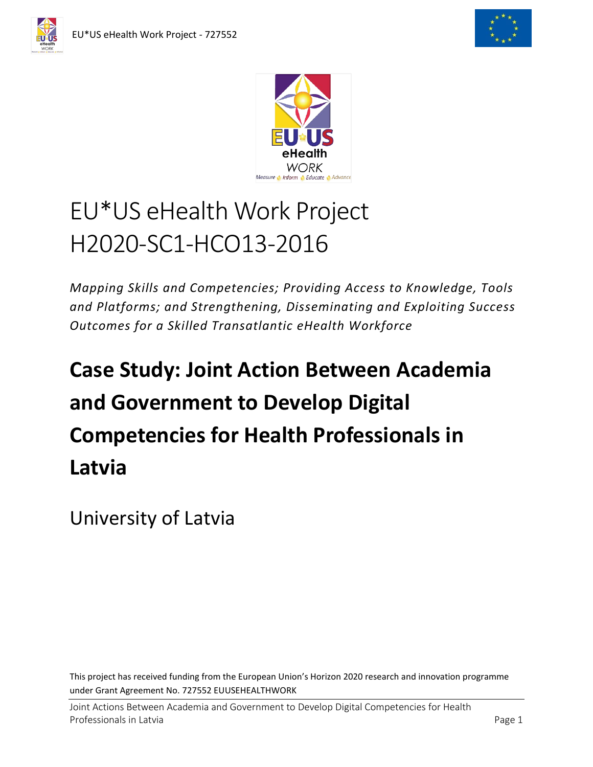# EU*US eHealth Work Project H2020-SC1-HCO13-2016

*Mapping Skills and Competencies; Providing Access to Knowledge, Tools and Platforms; and Strengthening, Disseminating and Exploiting Success Outcomes for a Skilled Transatlantic eHealth Workforce*

# Case Study: Joint Action Between Academia and Government to Develop Digital Competencies for Health Professionals in Latvia

University of Latvia

This project has received funding from the European Union's Horizon 2020 research and innovation programme under Grant Agreement No. 727552 EUUSEHEALTHWORK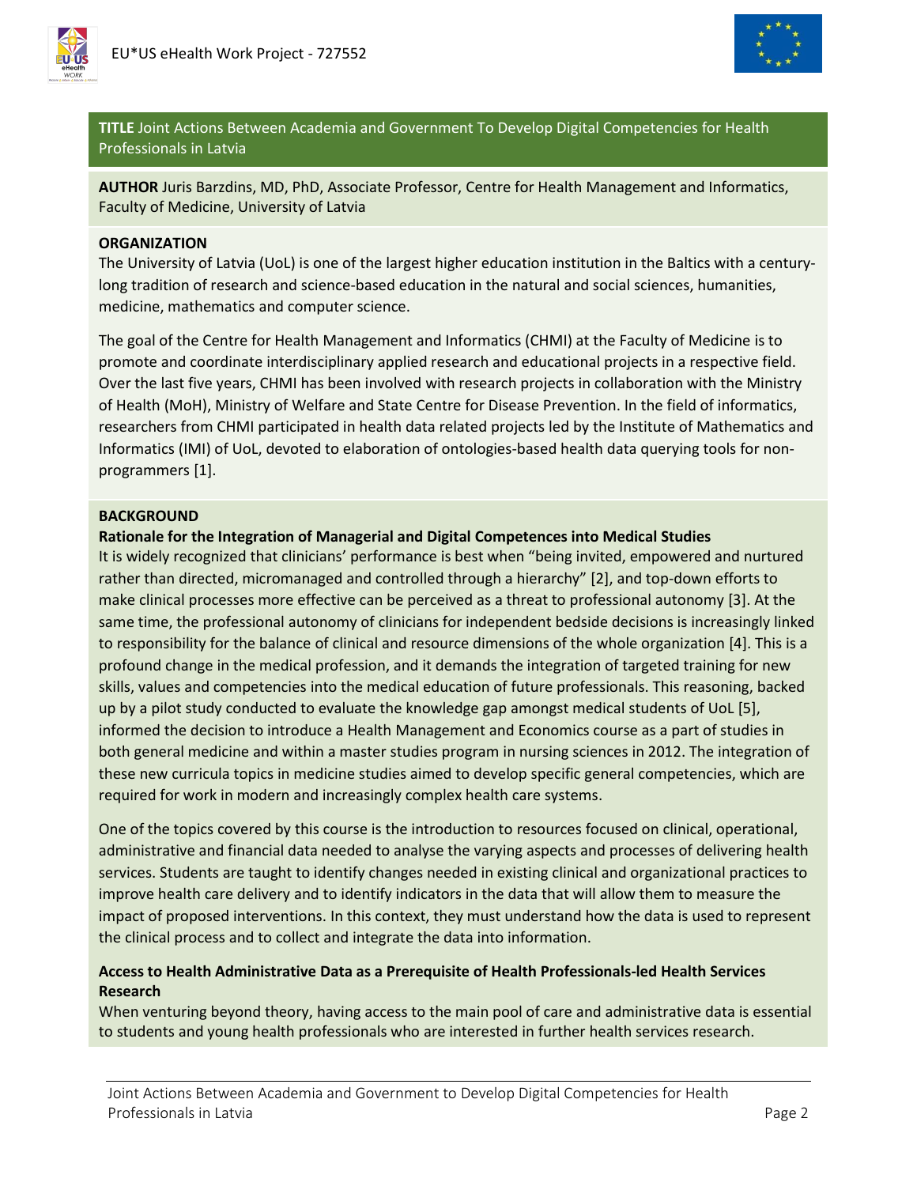**TITLE** Joint Actions Between Academia and Government To Develop Digital Competencies for Health Professionals in Latvia

**AUTHOR** Juris Barzdins, MD, PhD, Associate Professor, Centre for Health Management and Informatics, Faculty of Medicine, University of Latvia

## ORGANIZATION

The University of Latvia (UoL) is one of the largest higher education institution in the Baltics with a century-long tradition of research and science-based education in the natural and social sciences, humanities, medicine, mathematics and computer science.

The goal of the Centre for Health Management and Informatics (CHMI) at the Faculty of Medicine is to promote and coordinate interdisciplinary applied research and educational projects in a respective field. Over the last five years, CHMI has been involved with research projects in collaboration with the Ministry of Health (MoH), Ministry of Welfare and State Centre for Disease Prevention. In the field of informatics, researchers from CHMI participated in health data related projects led by the Institute of Mathematics and Informatics (IMI) of UoL, devoted to elaboration of ontologies-based health data querying tools for non-programmers [1].

## BACKGROUND

### Rationale for the Integration of Managerial and Digital Competences into Medical Studies

It is widely recognized that clinicians' performance is best when "being invited, empowered and nurtured rather than directed, micromanaged and controlled through a hierarchy" [2], and top-down efforts to make clinical processes more effective can be perceived as a threat to professional autonomy [3]. At the same time, the professional autonomy of clinicians for independent bedside decisions is increasingly linked to responsibility for the balance of clinical and resource dimensions of the whole organization [4]. This is a profound change in the medical profession, and it demands the integration of targeted training for new skills, values and competencies into the medical education of future professionals. This reasoning, backed up by a pilot study conducted to evaluate the knowledge gap amongst medical students of UoL [5], informed the decision to introduce a Health Management and Economics course as a part of studies in both general medicine and within a master studies program in nursing sciences in 2012. The integration of these new curricula topics in medicine studies aimed to develop specific general competencies, which are required for work in modern and increasingly complex health care systems.

One of the topics covered by this course is the introduction to resources focused on clinical, operational, administrative and financial data needed to analyse the varying aspects and processes of delivering health services. Students are taught to identify changes needed in existing clinical and organizational practices to improve health care delivery and to identify indicators in the data that will allow them to measure the impact of proposed interventions. In this context, they must understand how the data is used to represent the clinical process and to collect and integrate the data into information.

### Access to Health Administrative Data as a Prerequisite of Health Professionals-led Health Services Research

When venturing beyond theory, having access to the main pool of care and administrative data is essential to students and young health professionals who are interested in further health services research.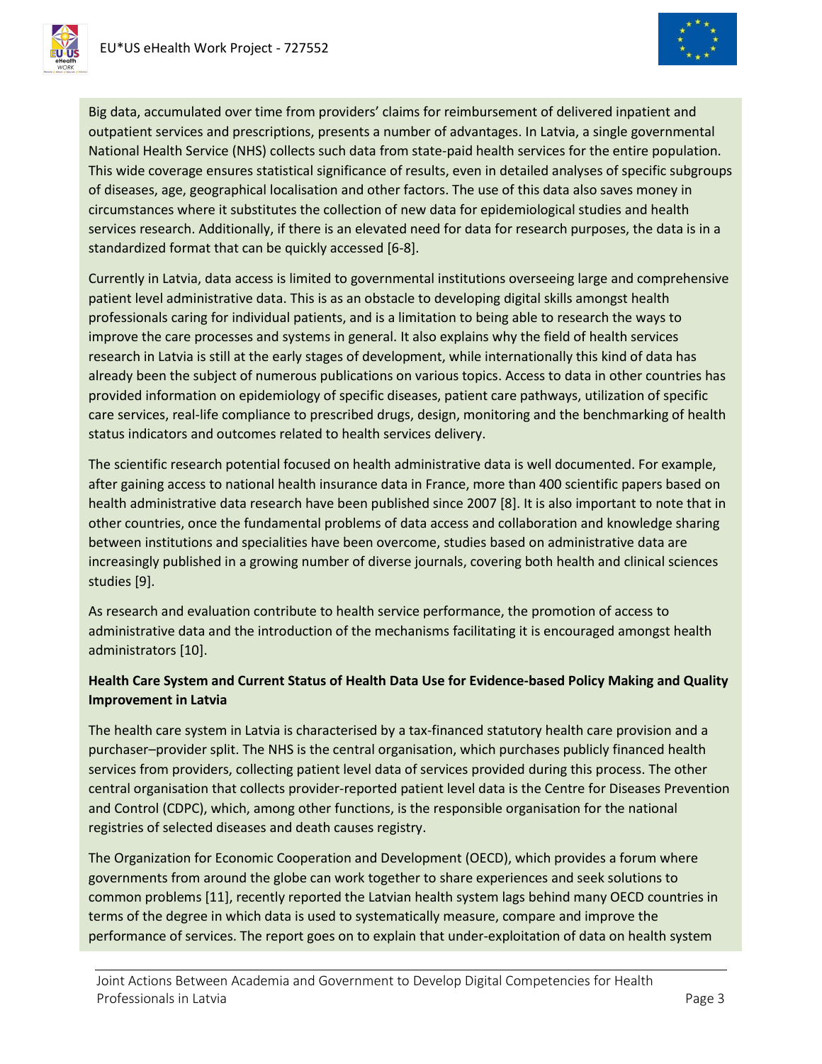Big data, accumulated over time from providers' claims for reimbursement of delivered inpatient and outpatient services and prescriptions, presents a number of advantages. In Latvia, a single governmental National Health Service (NHS) collects such data from state-paid health services for the entire population. This wide coverage ensures statistical significance of results, even in detailed analyses of specific subgroups of diseases, age, geographical localisation and other factors. The use of this data also saves money in circumstances where it substitutes the collection of new data for epidemiological studies and health services research. Additionally, if there is an elevated need for data for research purposes, the data is in a standardized format that can be quickly accessed [6-8].

Currently in Latvia, data access is limited to governmental institutions overseeing large and comprehensive patient level administrative data. This is as an obstacle to developing digital skills amongst health professionals caring for individual patients, and is a limitation to being able to research the ways to improve the care processes and systems in general. It also explains why the field of health services research in Latvia is still at the early stages of development, while internationally this kind of data has already been the subject of numerous publications on various topics. Access to data in other countries has provided information on epidemiology of specific diseases, patient care pathways, utilization of specific care services, real-life compliance to prescribed drugs, design, monitoring and the benchmarking of health status indicators and outcomes related to health services delivery.

The scientific research potential focused on health administrative data is well documented. For example, after gaining access to national health insurance data in France, more than 400 scientific papers based on health administrative data research have been published since 2007 [8]. It is also important to note that in other countries, once the fundamental problems of data access and collaboration and knowledge sharing between institutions and specialities have been overcome, studies based on administrative data are increasingly published in a growing number of diverse journals, covering both health and clinical sciences studies [9].

As research and evaluation contribute to health service performance, the promotion of access to administrative data and the introduction of the mechanisms facilitating it is encouraged amongst health administrators [10].

**Health Care System and Current Status of Health Data Use for Evidence-based Policy Making and Quality Improvement in Latvia**

The health care system in Latvia is characterised by a tax-financed statutory health care provision and a purchaser–provider split. The NHS is the central organisation, which purchases publicly financed health services from providers, collecting patient level data of services provided during this process. The other central organisation that collects provider-reported patient level data is the Centre for Diseases Prevention and Control (CDPC), which, among other functions, is the responsible organisation for the national registries of selected diseases and death causes registry.

The Organization for Economic Cooperation and Development (OECD), which provides a forum where governments from around the globe can work together to share experiences and seek solutions to common problems [11], recently reported the Latvian health system lags behind many OECD countries in terms of the degree in which data is used to systematically measure, compare and improve the performance of services. The report goes on to explain that under-exploitation of data on health system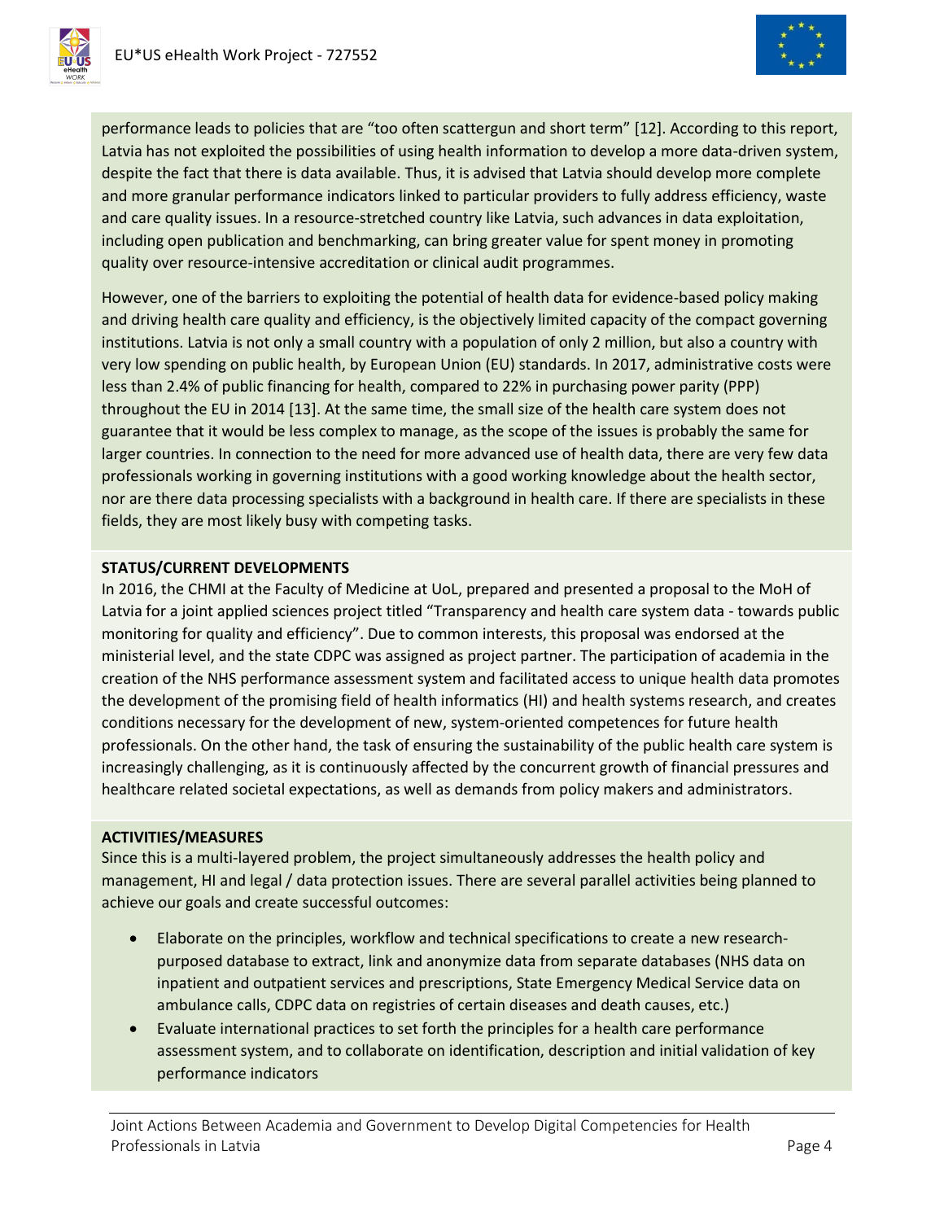performance leads to policies that are "too often scattergun and short term" [12]. According to this report, Latvia has not exploited the possibilities of using health information to develop a more data-driven system, despite the fact that there is data available. Thus, it is advised that Latvia should develop more complete and more granular performance indicators linked to particular providers to fully address efficiency, waste and care quality issues. In a resource-stretched country like Latvia, such advances in data exploitation, including open publication and benchmarking, can bring greater value for spent money in promoting quality over resource-intensive accreditation or clinical audit programmes.

However, one of the barriers to exploiting the potential of health data for evidence-based policy making and driving health care quality and efficiency, is the objectively limited capacity of the compact governing institutions. Latvia is not only a small country with a population of only 2 million, but also a country with very low spending on public health, by European Union (EU) standards. In 2017, administrative costs were less than 2.4% of public financing for health, compared to 22% in purchasing power parity (PPP) throughout the EU in 2014 [13]. At the same time, the small size of the health care system does not guarantee that it would be less complex to manage, as the scope of the issues is probably the same for larger countries. In connection to the need for more advanced use of health data, there are very few data professionals working in governing institutions with a good working knowledge about the health sector, nor are there data processing specialists with a background in health care. If there are specialists in these fields, they are most likely busy with competing tasks.

**STATUS/CURRENT DEVELOPMENTS**

In 2016, the CHMI at the Faculty of Medicine at UoL, prepared and presented a proposal to the MoH of Latvia for a joint applied sciences project titled "Transparency and health care system data - towards public monitoring for quality and efficiency". Due to common interests, this proposal was endorsed at the ministerial level, and the state CDPC was assigned as project partner. The participation of academia in the creation of the NHS performance assessment system and facilitated access to unique health data promotes the development of the promising field of health informatics (HI) and health systems research, and creates conditions necessary for the development of new, system-oriented competences for future health professionals. On the other hand, the task of ensuring the sustainability of the public health care system is increasingly challenging, as it is continuously affected by the concurrent growth of financial pressures and healthcare related societal expectations, as well as demands from policy makers and administrators.

**ACTIVITIES/MEASURES**

Since this is a multi-layered problem, the project simultaneously addresses the health policy and management, HI and legal / data protection issues. There are several parallel activities being planned to achieve our goals and create successful outcomes:

- Elaborate on the principles, workflow and technical specifications to create a new research-purposed database to extract, link and anonymize data from separate databases (NHS data on inpatient and outpatient services and prescriptions, State Emergency Medical Service data on ambulance calls, CDPC data on registries of certain diseases and death causes, etc.)
- Evaluate international practices to set forth the principles for a health care performance assessment system, and to collaborate on identification, description and initial validation of key performance indicators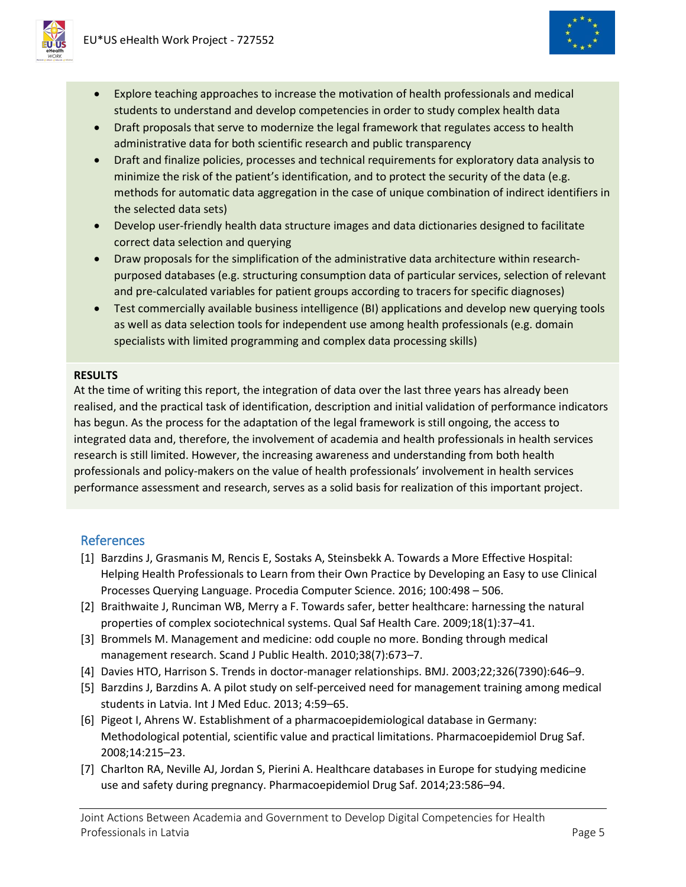- Explore teaching approaches to increase the motivation of health professionals and medical students to understand and develop competencies in order to study complex health data
- Draft proposals that serve to modernize the legal framework that regulates access to health administrative data for both scientific research and public transparency
- Draft and finalize policies, processes and technical requirements for exploratory data analysis to minimize the risk of the patient's identification, and to protect the security of the data (e.g. methods for automatic data aggregation in the case of unique combination of indirect identifiers in the selected data sets)
- Develop user-friendly health data structure images and data dictionaries designed to facilitate correct data selection and querying
- Draw proposals for the simplification of the administrative data architecture within research-purposed databases (e.g. structuring consumption data of particular services, selection of relevant and pre-calculated variables for patient groups according to tracers for specific diagnoses)
- Test commercially available business intelligence (BI) applications and develop new querying tools as well as data selection tools for independent use among health professionals (e.g. domain specialists with limited programming and complex data processing skills)

**RESULTS**

At the time of writing this report, the integration of data over the last three years has already been realised, and the practical task of identification, description and initial validation of performance indicators has begun. As the process for the adaptation of the legal framework is still ongoing, the access to integrated data and, therefore, the involvement of academia and health professionals in health services research is still limited. However, the increasing awareness and understanding from both health professionals and policy-makers on the value of health professionals' involvement in health services performance assessment and research, serves as a solid basis for realization of this important project.

## References

[1] Barzdins J, Grasmanis M, Rencis E, Sostaks A, Steinsbekk A. Towards a More Effective Hospital: Helping Health Professionals to Learn from their Own Practice by Developing an Easy to use Clinical Processes Querying Language. Procedia Computer Science. 2016; 100:498 – 506.

[2] Braithwaite J, Runciman WB, Merry a F. Towards safer, better healthcare: harnessing the natural properties of complex sociotechnical systems. Qual Saf Health Care. 2009;18(1):37–41.

[3] Brommels M. Management and medicine: odd couple no more. Bonding through medical management research. Scand J Public Health. 2010;38(7):673–7.

[4] Davies HTO, Harrison S. Trends in doctor-manager relationships. BMJ. 2003;22;326(7390):646–9.

[5] Barzdins J, Barzdins A. A pilot study on self-perceived need for management training among medical students in Latvia. Int J Med Educ. 2013; 4:59–65.

[6] Pigeot I, Ahrens W. Establishment of a pharmacoepidemiological database in Germany: Methodological potential, scientific value and practical limitations. Pharmacoepidemiol Drug Saf. 2008;14:215–23.

[7] Charlton RA, Neville AJ, Jordan S, Pierini A. Healthcare databases in Europe for studying medicine use and safety during pregnancy. Pharmacoepidemiol Drug Saf. 2014;23:586–94.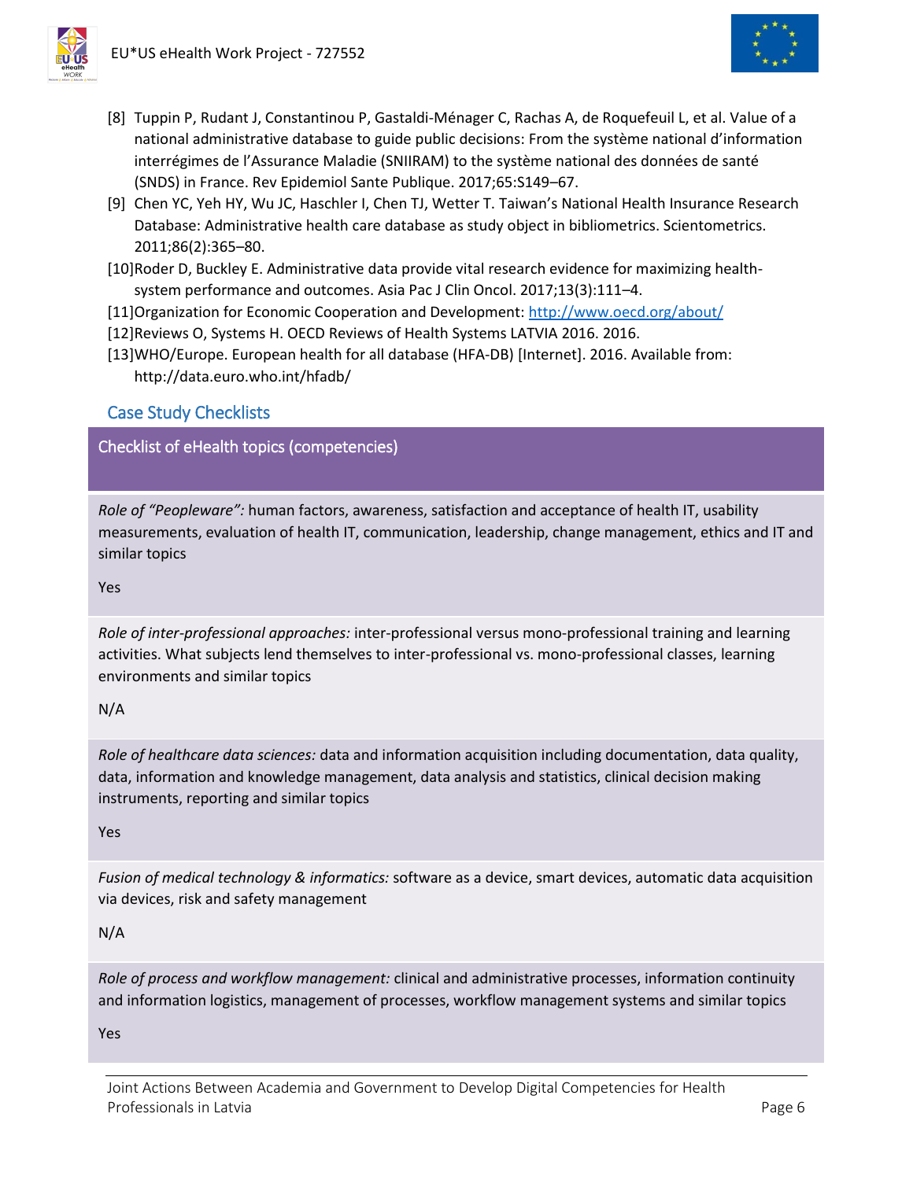[8] Tuppin P, Rudant J, Constantinou P, Gastaldi-Ménager C, Rachas A, de Roquefeuil L, et al. Value of a national administrative database to guide public decisions: From the système national d'information interrégimes de l'Assurance Maladie (SNIIRAM) to the système national des données de santé (SNDS) in France. Rev Epidemiol Sante Publique. 2017;65:S149–67.

[9] Chen YC, Yeh HY, Wu JC, Haschler I, Chen TJ, Wetter T. Taiwan's National Health Insurance Research Database: Administrative health care database as study object in bibliometrics. Scientometrics. 2011;86(2):365–80.

[10] Roder D, Buckley E. Administrative data provide vital research evidence for maximizing health-system performance and outcomes. Asia Pac J Clin Oncol. 2017;13(3):111–4.

[11] Organization for Economic Cooperation and Development: http://www.oecd.org/about/

[12] Reviews O, Systems H. OECD Reviews of Health Systems LATVIA 2016. 2016.

[13] WHO/Europe. European health for all database (HFA-DB) [Internet]. 2016. Available from: http://data.euro.who.int/hfadb/

## Case Study Checklists

### Checklist of eHealth topics (competencies)

*Role of "Peopleware":* human factors, awareness, satisfaction and acceptance of health IT, usability measurements, evaluation of health IT, communication, leadership, change management, ethics and IT and similar topics

Yes

*Role of inter-professional approaches:* inter-professional versus mono-professional training and learning activities. What subjects lend themselves to inter-professional vs. mono-professional classes, learning environments and similar topics

N/A

*Role of healthcare data sciences:* data and information acquisition including documentation, data quality, data, information and knowledge management, data analysis and statistics, clinical decision making instruments, reporting and similar topics

Yes

*Fusion of medical technology & informatics:* software as a device, smart devices, automatic data acquisition via devices, risk and safety management

N/A

*Role of process and workflow management:* clinical and administrative processes, information continuity and information logistics, management of processes, workflow management systems and similar topics

Yes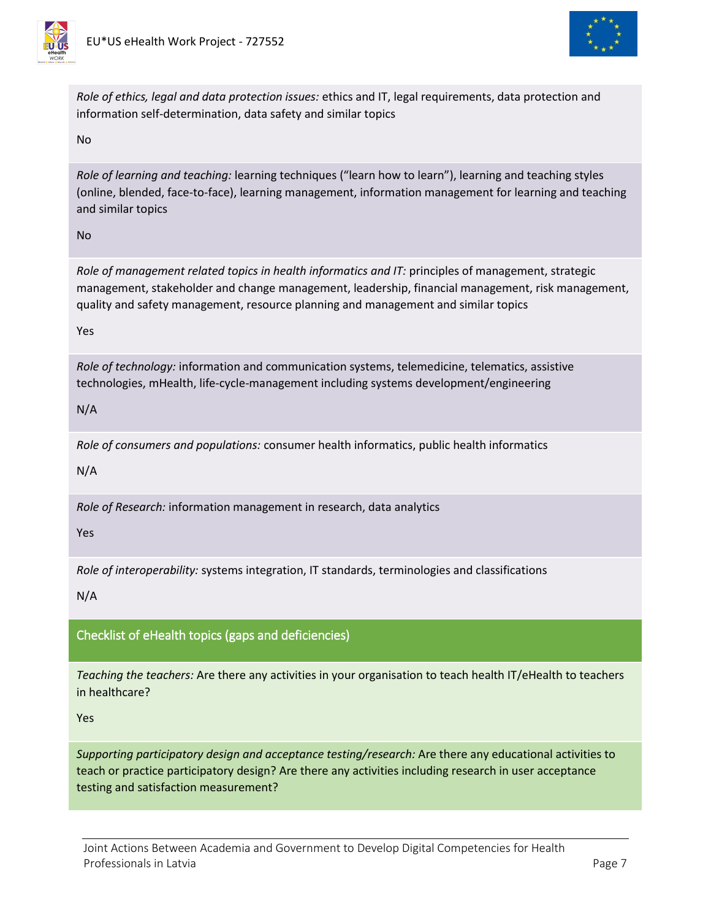*Role of ethics, legal and data protection issues:* ethics and IT, legal requirements, data protection and information self-determination, data safety and similar topics

No

*Role of learning and teaching:* learning techniques ("learn how to learn"), learning and teaching styles (online, blended, face-to-face), learning management, information management for learning and teaching and similar topics

No

*Role of management related topics in health informatics and IT:* principles of management, strategic management, stakeholder and change management, leadership, financial management, risk management, quality and safety management, resource planning and management and similar topics

Yes

*Role of technology:* information and communication systems, telemedicine, telematics, assistive technologies, mHealth, life-cycle-management including systems development/engineering

N/A

*Role of consumers and populations:* consumer health informatics, public health informatics

N/A

*Role of Research:* information management in research, data analytics

Yes

*Role of interoperability:* systems integration, IT standards, terminologies and classifications

N/A

## Checklist of eHealth topics (gaps and deficiencies)

*Teaching the teachers:* Are there any activities in your organisation to teach health IT/eHealth to teachers in healthcare?

Yes

*Supporting participatory design and acceptance testing/research:* Are there any educational activities to teach or practice participatory design? Are there any activities including research in user acceptance testing and satisfaction measurement?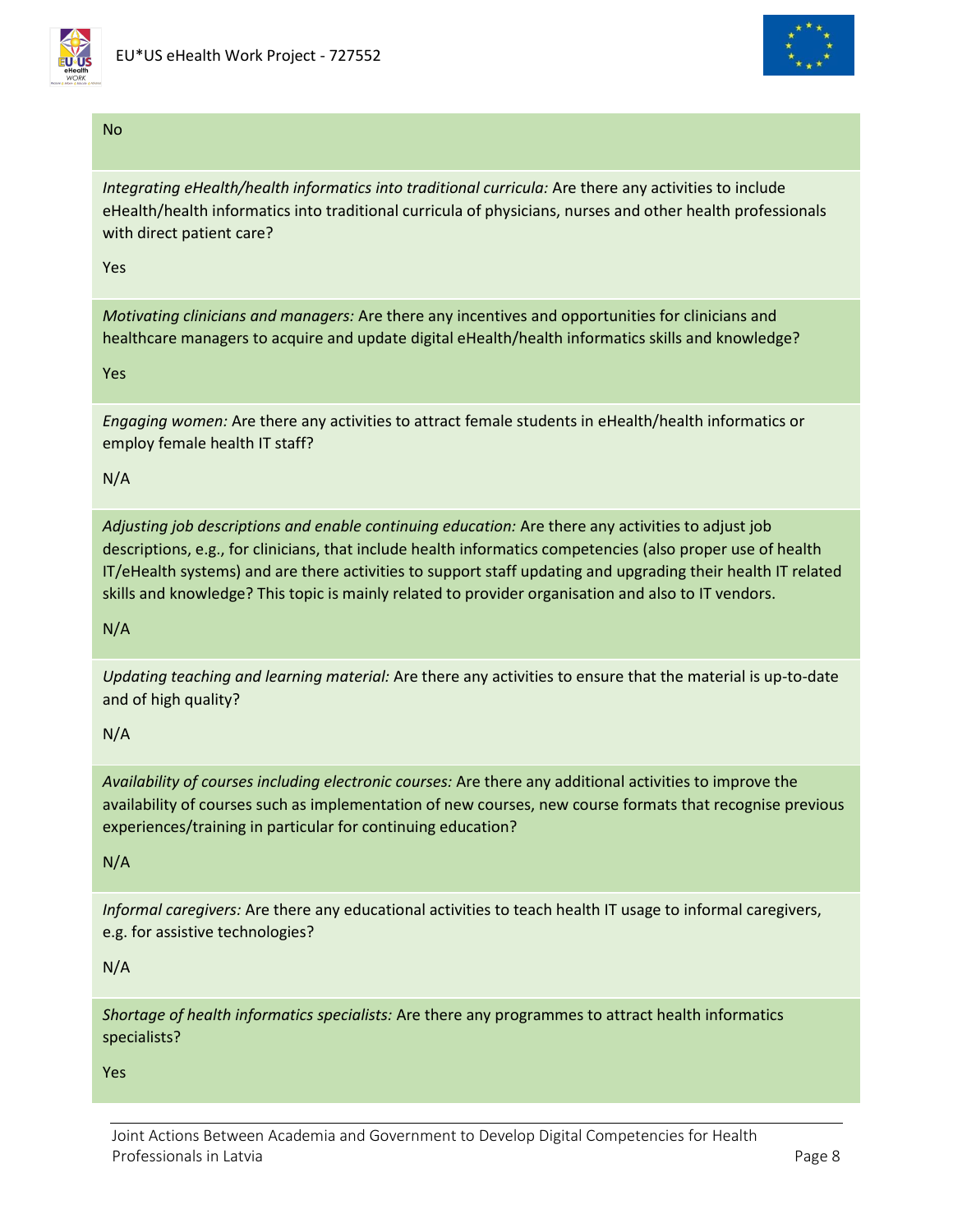No

*Integrating eHealth/health informatics into traditional curricula:* Are there any activities to include eHealth/health informatics into traditional curricula of physicians, nurses and other health professionals with direct patient care?

Yes

*Motivating clinicians and managers:* Are there any incentives and opportunities for clinicians and healthcare managers to acquire and update digital eHealth/health informatics skills and knowledge?

Yes

*Engaging women:* Are there any activities to attract female students in eHealth/health informatics or employ female health IT staff?

N/A

*Adjusting job descriptions and enable continuing education:* Are there any activities to adjust job descriptions, e.g., for clinicians, that include health informatics competencies (also proper use of health IT/eHealth systems) and are there activities to support staff updating and upgrading their health IT related skills and knowledge? This topic is mainly related to provider organisation and also to IT vendors.

N/A

*Updating teaching and learning material:* Are there any activities to ensure that the material is up-to-date and of high quality?

N/A

*Availability of courses including electronic courses:* Are there any additional activities to improve the availability of courses such as implementation of new courses, new course formats that recognise previous experiences/training in particular for continuing education?

N/A

*Informal caregivers:* Are there any educational activities to teach health IT usage to informal caregivers, e.g. for assistive technologies?

N/A

*Shortage of health informatics specialists:* Are there any programmes to attract health informatics specialists?

Yes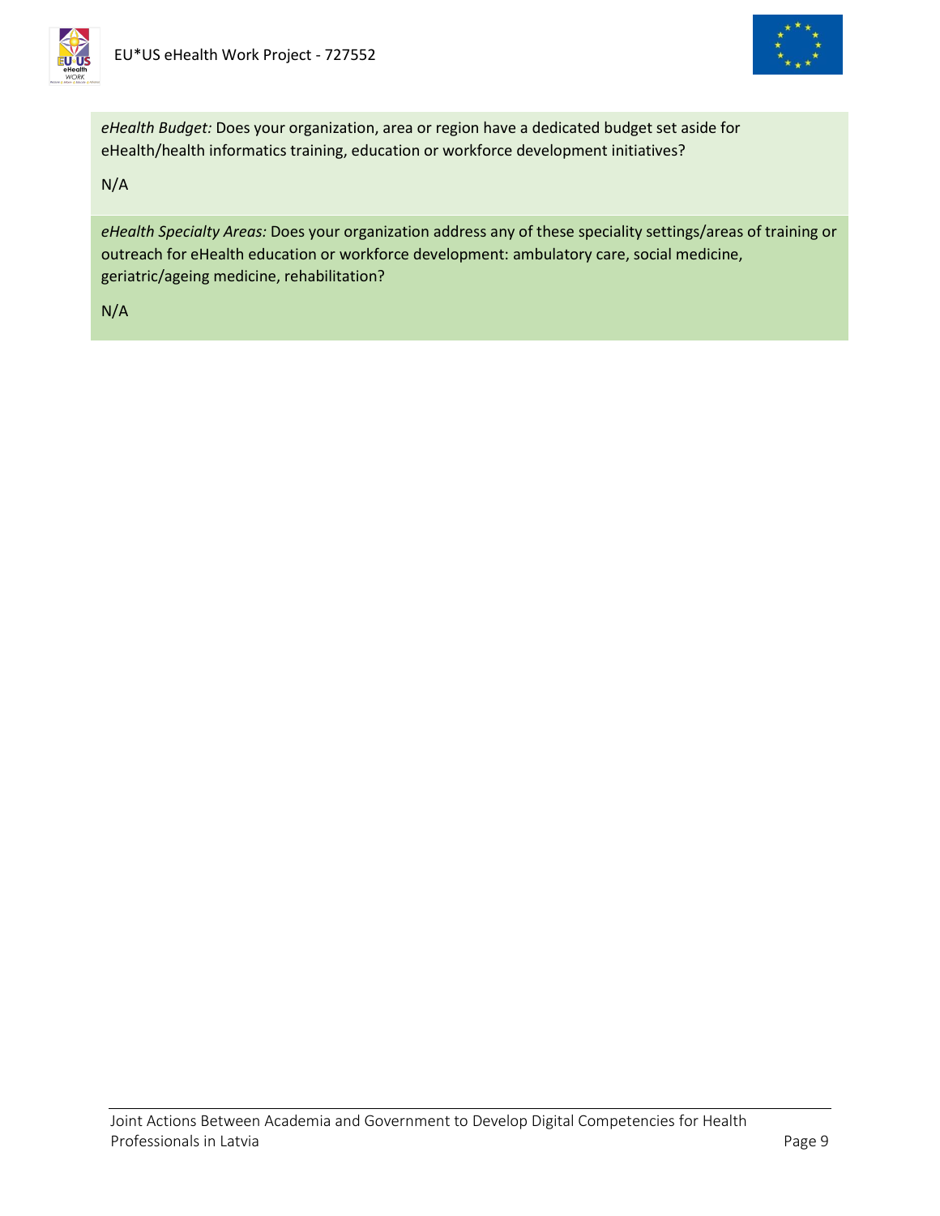*eHealth Budget:* Does your organization, area or region have a dedicated budget set aside for eHealth/health informatics training, education or workforce development initiatives?

N/A

*eHealth Specialty Areas:* Does your organization address any of these speciality settings/areas of training or outreach for eHealth education or workforce development: ambulatory care, social medicine, geriatric/ageing medicine, rehabilitation?

N/A